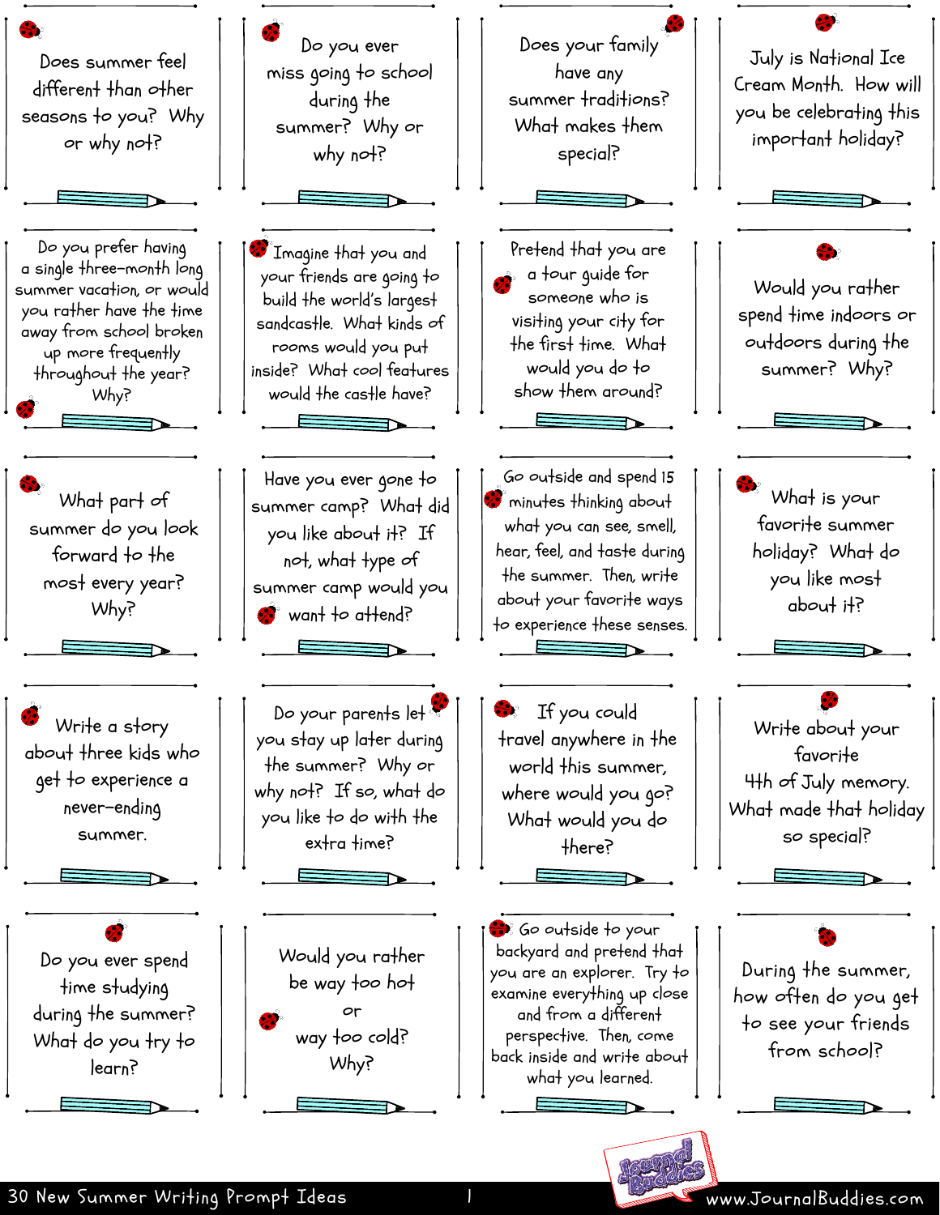Does summer feel different than other seasons to you? Why or why not?

Do you ever miss going to school during the summer? Why or why not?

Does your family have any summer traditions? What makes them special?

July is National Ice Cream Month. How will you be celebrating this important holiday?

Do you prefer having a single three-month long summer vacation, or would you rather have the time away from school broken up more frequently throughout the year? Why?

Imagine that you and your friends are going to build the world's largest sandcastle. What kinds of rooms would you put inside? What cool features would the castle have?

Pretend that you are a tour guide for someone who is visiting your city for the first time. What would you do to show them around?

Would you rather spend time indoors or outdoors during the summer? Why?

What part of summer do you look forward to the most every year? Why?

Have you ever gone to summer camp? What did you like about it? If not, what type of summer camp would you want to attend?

Go outside and spend 15 minutes thinking about what you can see, smell, hear, feel, and taste during the summer. Then, write about your favorite ways to experience these senses.

What is your favorite summer holiday? What do you like most about it?

Write a story about three kids who get to experience a never-ending summer.

Do your parents let you stay up later during the summer? Why or why not? If so, what do you like to do with the extra time?

If you could travel anywhere in the world this summer, where would you go? What would you do there?

Write about your favorite 4th of July memory. What made that holiday so special?

Do you ever spend time studying during the summer? What do you try to learn?

Would you rather be way too hot or way too cold? Why?

Go outside to your backyard and pretend that you are an explorer. Try to examine everything up close and from a different perspective. Then, come back inside and write about what you learned.

During the summer, how often do you get to see your friends from school?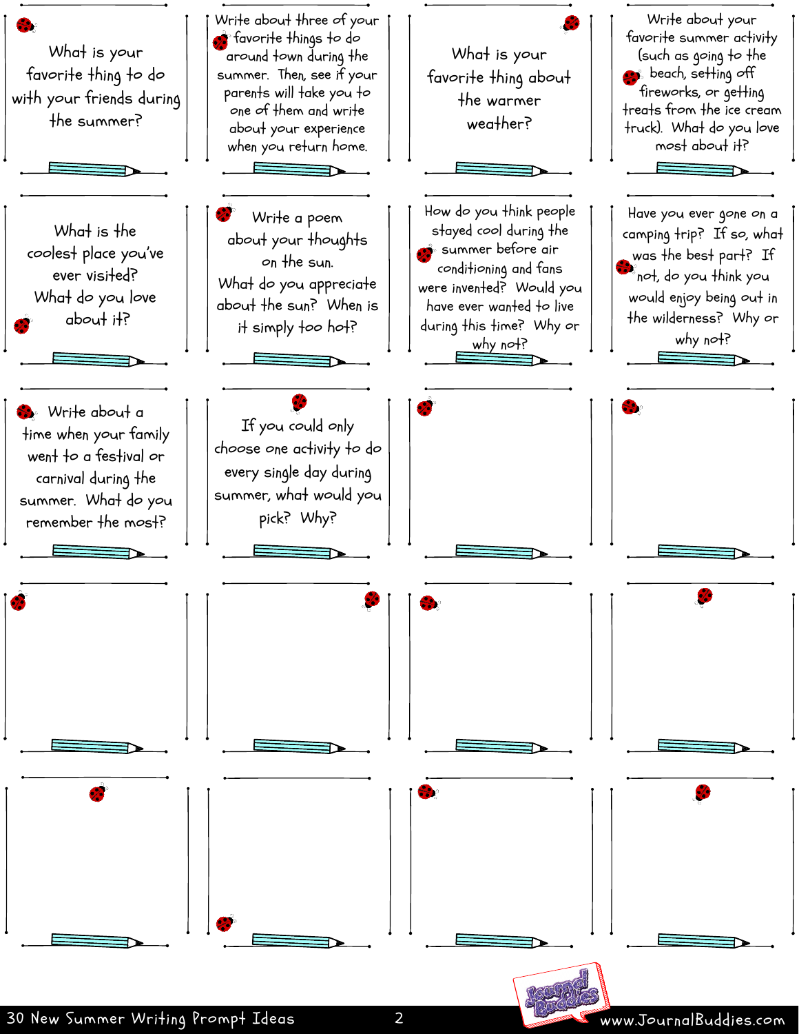What is your favorite thing to do with your friends during the summer?

Write about three of your favorite things to do around town during the summer. Then, see if your parents will take you to one of them and write about your experience when you return home.

What is your favorite thing about the warmer weather?

Write about your favorite summer activity (such as going to the beach, setting off fireworks, or getting treats from the ice cream truck). What do you love most about it?

What is the coolest place you've ever visited? What do you love about it?

Write a poem about your thoughts on the sun. What do you appreciate about the sun? When is it simply too hot?

How do you think people stayed cool during the summer before air conditioning and fans were invented? Would you have ever wanted to live during this time? Why or why not?

Have you ever gone on a camping trip? If so, what was the best part? If not, do you think you would enjoy being out in the wilderness? Why or why not?

Write about a time when your family went to a festival or carnival during the summer. What do you remember the most?

If you could only choose one activity to do every single day during summer, what would you pick? Why?